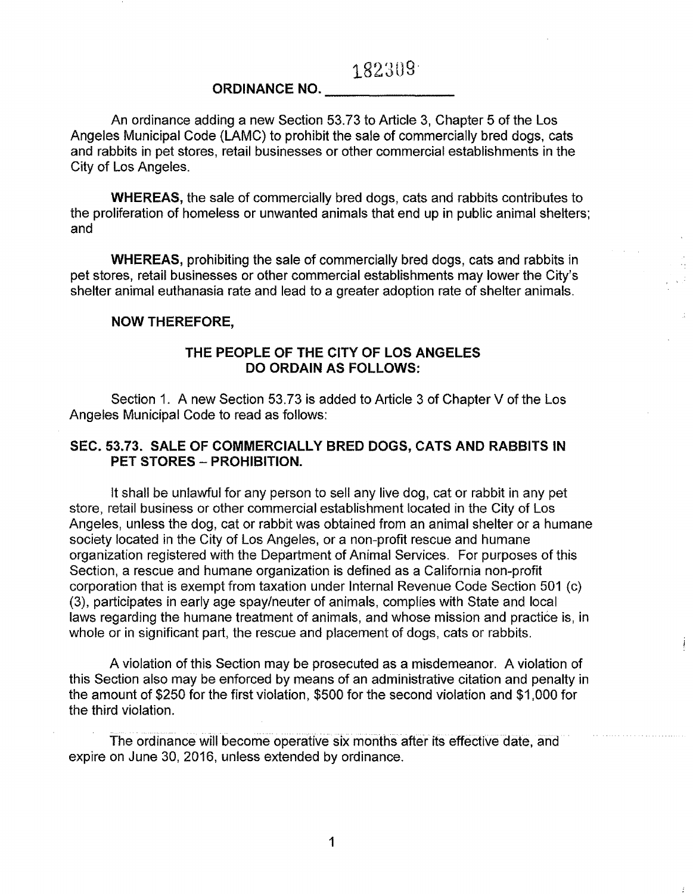182309

**ORDINANCE NO. ________________**

An ordinance adding a new Section 53.73 to Article 3, Chapter 5 of the Los Angeles Municipal Code (LAMC) to prohibit the sale of commercially bred dogs, cats and rabbits in pet stores, retail businesses or other commercial establishments in the City of Los Angeles.

**WHEREAS,** the sale of commercially bred dogs, cats and rabbits contributes to the proliferation of homeless or unwanted animals that end up in public animal shelters; and

**WHEREAS,** prohibiting the sale of commercially bred dogs, cats and rabbits in pet stores, retail businesses or other commercial establishments may lower the City's shelter animal euthanasia rate and lead to a greater adoption rate of shelter animals.

**NOW THEREFORE,**

**THE PEOPLE OF THE CITY OF LOS ANGELES DO ORDAIN AS FOLLOWS:**

Section 1. A new Section 53.73 is added to Article 3 of Chapter V of the Los Angeles Municipal Code to read as follows:

**SEC. 53.73. SALE OF COMMERCIALLY BRED DOGS, CATS AND RABBITS IN PET STORES – PROHIBITION.**

It shall be unlawful for any person to sell any live dog, cat or rabbit in any pet store, retail business or other commercial establishment located in the City of Los Angeles, unless the dog, cat or rabbit was obtained from an animal shelter or a humane society located in the City of Los Angeles, or a non-profit rescue and humane organization registered with the Department of Animal Services. For purposes of this Section, a rescue and humane organization is defined as a California non-profit corporation that is exempt from taxation under Internal Revenue Code Section 501 (c) (3), participates in early age spay/neuter of animals, complies with State and local laws regarding the humane treatment of animals, and whose mission and practice is, in whole or in significant part, the rescue and placement of dogs, cats or rabbits.

A violation of this Section may be prosecuted as a misdemeanor. A violation of this Section also may be enforced by means of an administrative citation and penalty in the amount of $250 for the first violation, $500 for the second violation and $1,000 for the third violation.

The ordinance will become operative six months after its effective date, and expire on June 30, 2016, unless extended by ordinance.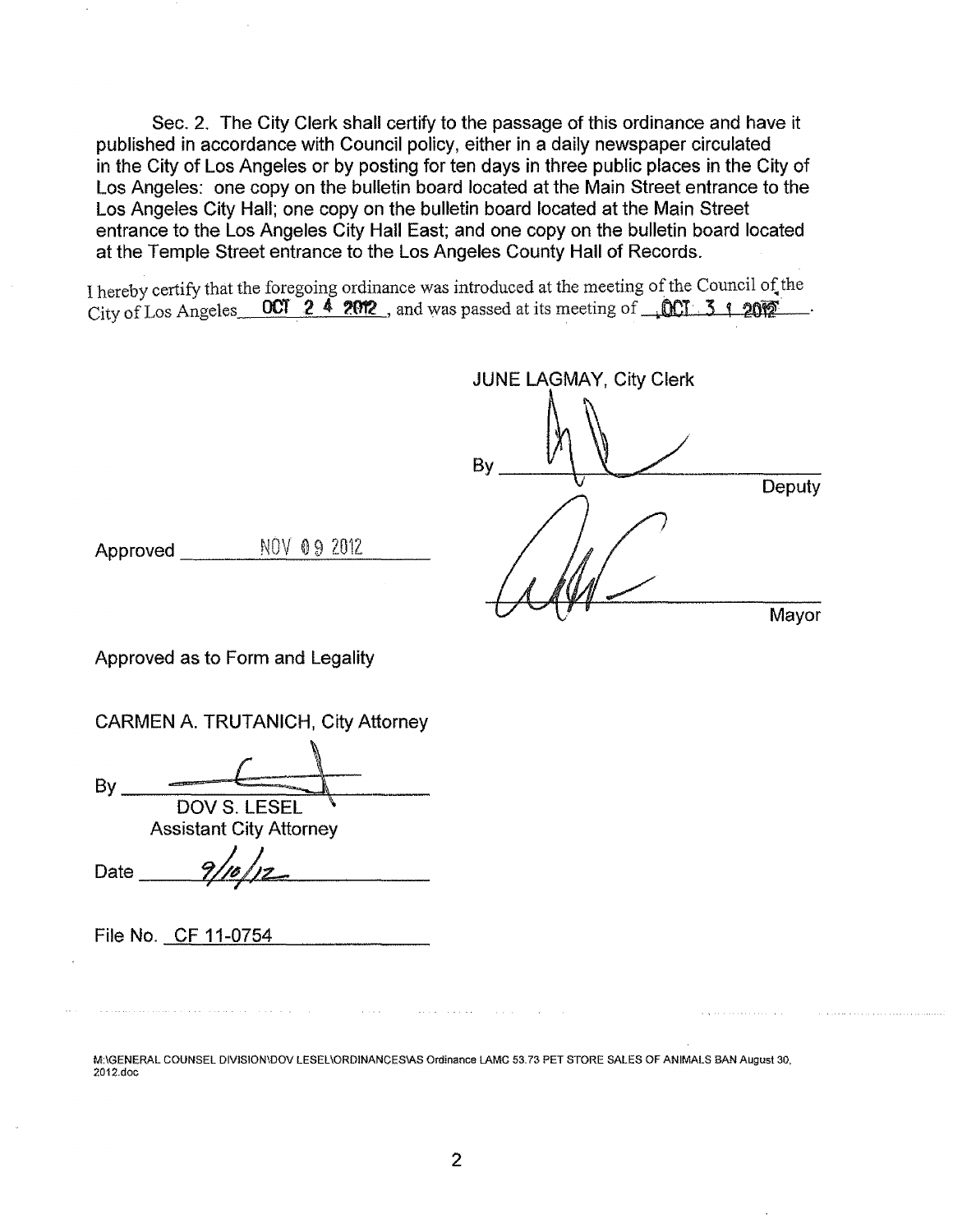Sec. 2. The City Clerk shall certify to the passage of this ordinance and have it published in accordance with Council policy, either in a daily newspaper circulated in the City of Los Angeles or by posting for ten days in three public places in the City of Los Angeles: one copy on the bulletin board located at the Main Street entrance to the Los Angeles City Hall; one copy on the bulletin board located at the Main Street entrance to the Los Angeles City Hall East; and one copy on the bulletin board located at the Temple Street entrance to the Los Angeles County Hall of Records.

I hereby certify that the foregoing ordinance was introduced at the meeting of the Council of the City of Los Angeles OCT 24 2012, and was passed at its meeting of OCT 31 2012.

JUNE LAGMAY, City Clerk

By ______________________ Deputy

Approved NOV 09 2012

______________________ Mayor

Approved as to Form and Legality

CARMEN A. TRUTANICH, City Attorney

By ______________________
DOV S. LESEL
Assistant City Attorney

Date 9/10/12

File No. CF 11-0754

M:\GENERAL COUNSEL DIVISION\DOV LESEL\ORDINANCES\AS Ordinance LAMC 53.73 PET STORE SALES OF ANIMALS BAN August 30, 2012.doc